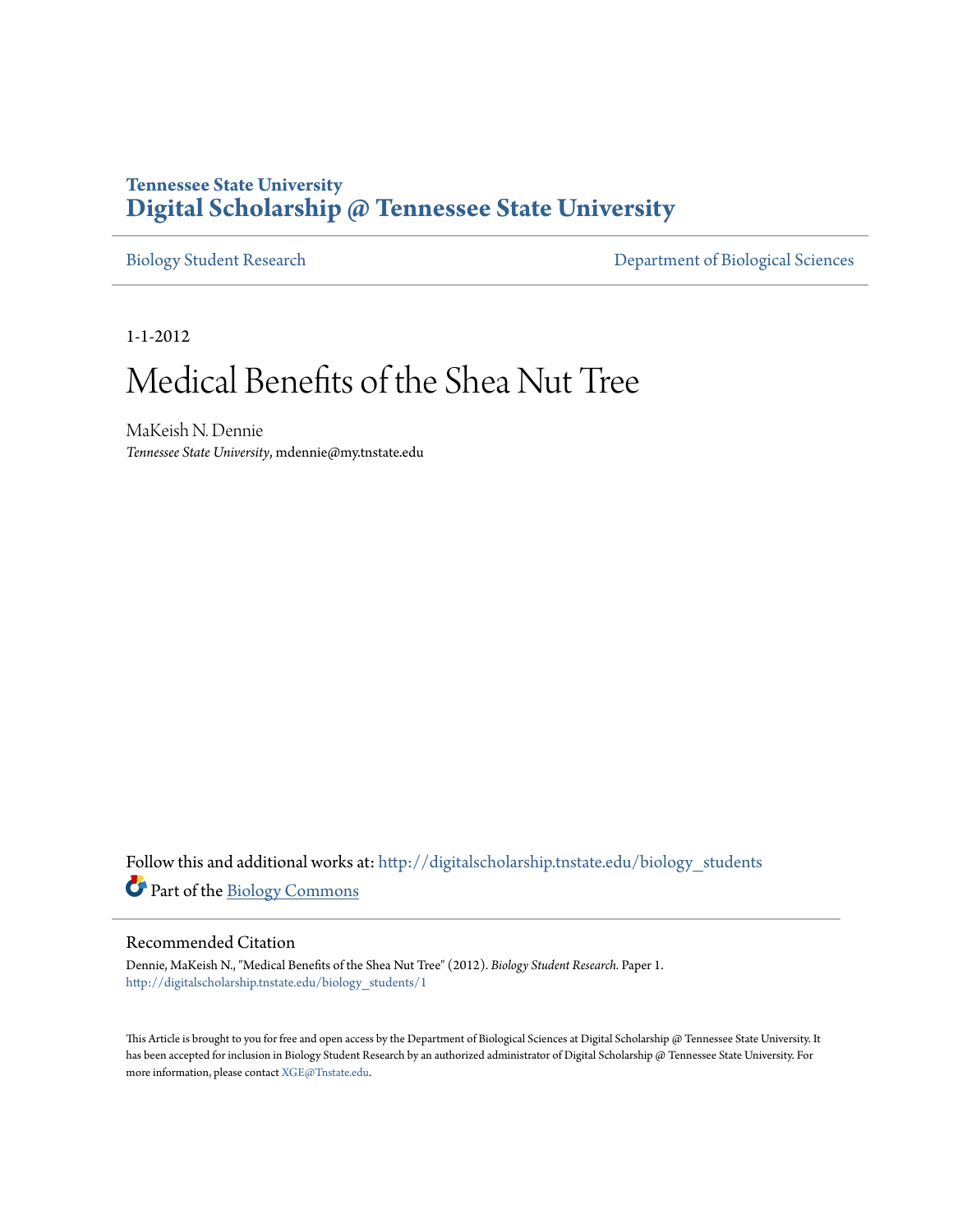**Tennessee State University**
# Digital Scholarship @ Tennessee State University

Biology Student Research | Department of Biological Sciences

1-1-2012

# Medical Benefits of the Shea Nut Tree

MaKeish N. Dennie
*Tennessee State University*, mdennie@my.tnstate.edu

Follow this and additional works at: http://digitalscholarship.tnstate.edu/biology_students

Part of the Biology Commons

## Recommended Citation

Dennie, MaKeish N., "Medical Benefits of the Shea Nut Tree" (2012). *Biology Student Research*. Paper 1.
http://digitalscholarship.tnstate.edu/biology_students/1

This Article is brought to you for free and open access by the Department of Biological Sciences at Digital Scholarship @ Tennessee State University. It has been accepted for inclusion in Biology Student Research by an authorized administrator of Digital Scholarship @ Tennessee State University. For more information, please contact XGE@Tnstate.edu.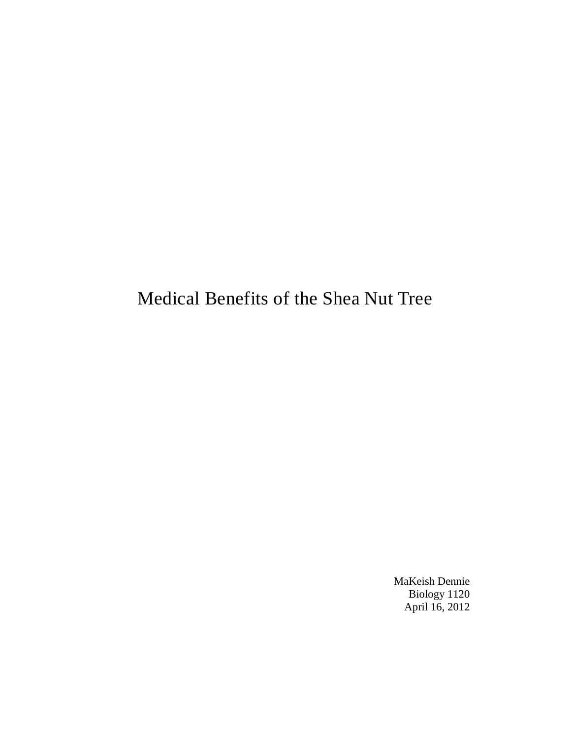# Medical Benefits of the Shea Nut Tree

MaKeish Dennie
Biology 1120
April 16, 2012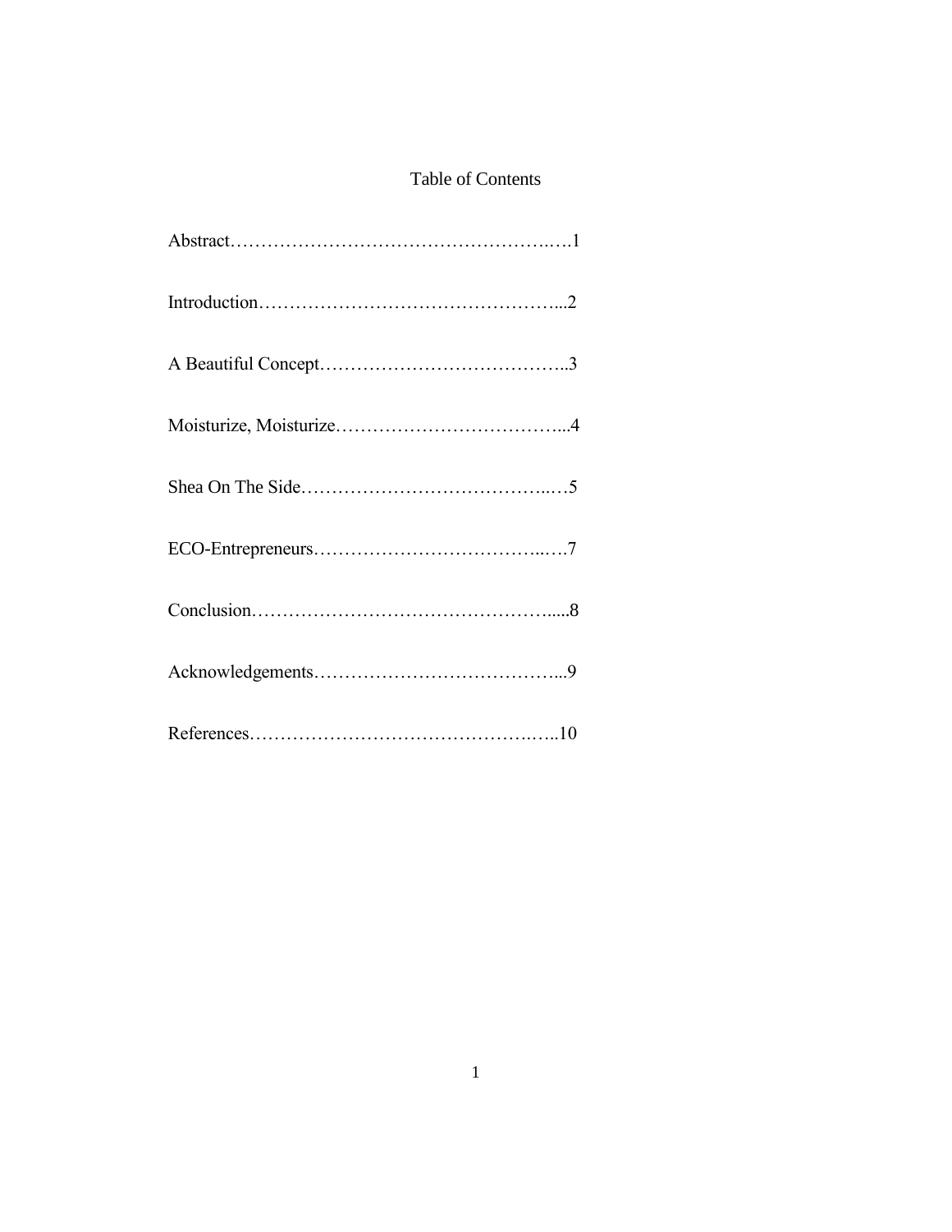# Table of Contents

Abstract……………………………………………….….1

Introduction…………………………………………...2

A Beautiful Concept…………………………………..3

Moisturize, Moisturize………………………………...4

Shea On The Side……………………………….…5

ECO-Entrepreneurs………………………………..…7

Conclusion………………………………………….....8

Acknowledgements…………………………………...9

References……………………………………….…..10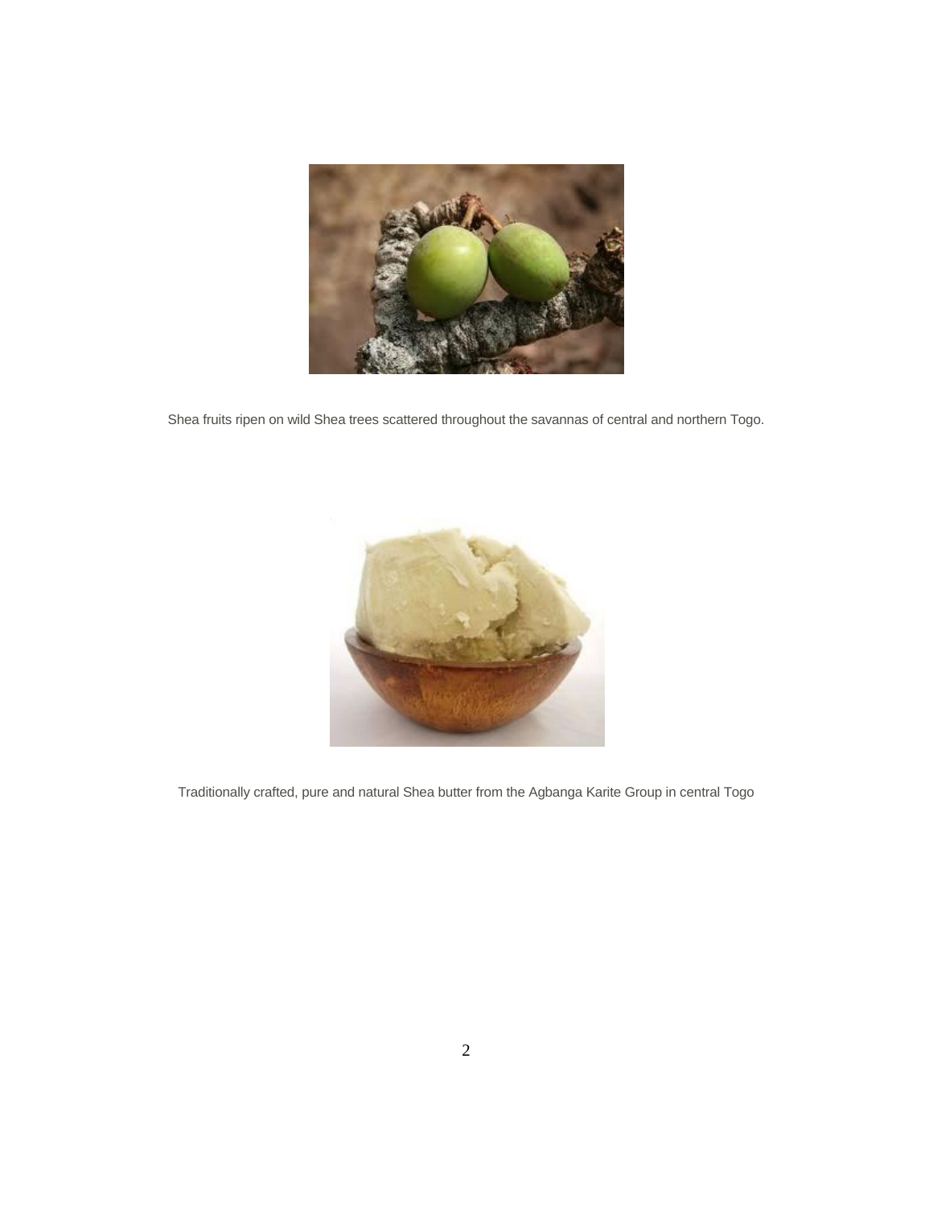Shea fruits ripen on wild Shea trees scattered throughout the savannas of central and northern Togo.

Traditionally crafted, pure and natural Shea butter from the Agbanga Karite Group in central Togo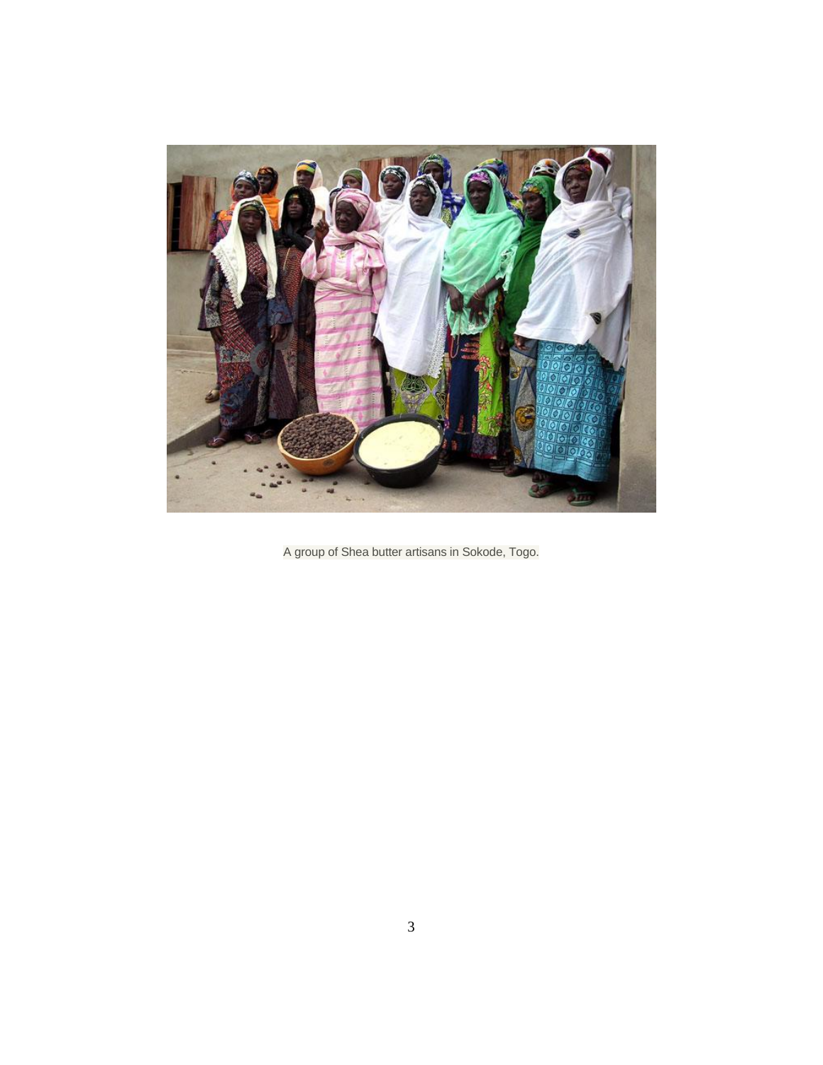A group of Shea butter artisans in Sokode, Togo.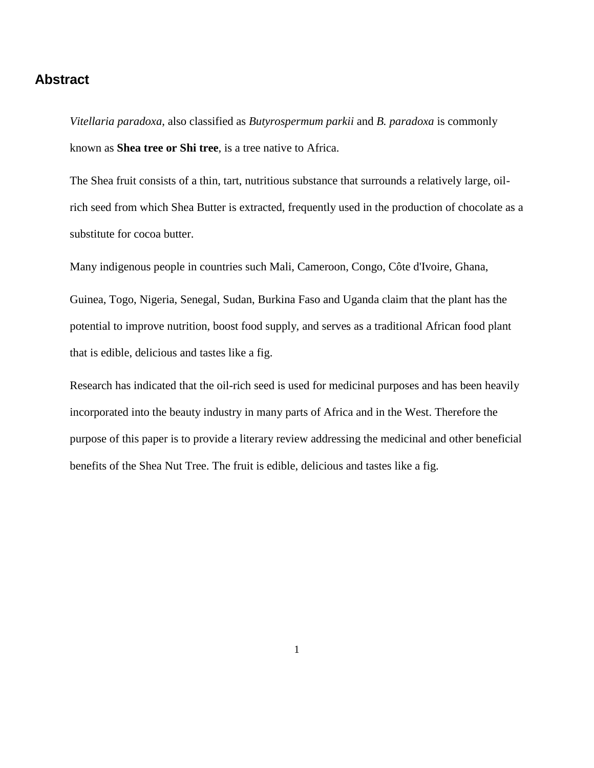## Abstract

*Vitellaria paradoxa*, also classified as *Butyrospermum parkii* and *B. paradoxa* is commonly known as **Shea tree or Shi tree**, is a tree native to Africa.

The Shea fruit consists of a thin, tart, nutritious substance that surrounds a relatively large, oil-rich seed from which Shea Butter is extracted, frequently used in the production of chocolate as a substitute for cocoa butter.

Many indigenous people in countries such Mali, Cameroon, Congo, Côte d'Ivoire, Ghana,

Guinea, Togo, Nigeria, Senegal, Sudan, Burkina Faso and Uganda claim that the plant has the potential to improve nutrition, boost food supply, and serves as a traditional African food plant that is edible, delicious and tastes like a fig.

Research has indicated that the oil-rich seed is used for medicinal purposes and has been heavily incorporated into the beauty industry in many parts of Africa and in the West. Therefore the purpose of this paper is to provide a literary review addressing the medicinal and other beneficial benefits of the Shea Nut Tree. The fruit is edible, delicious and tastes like a fig.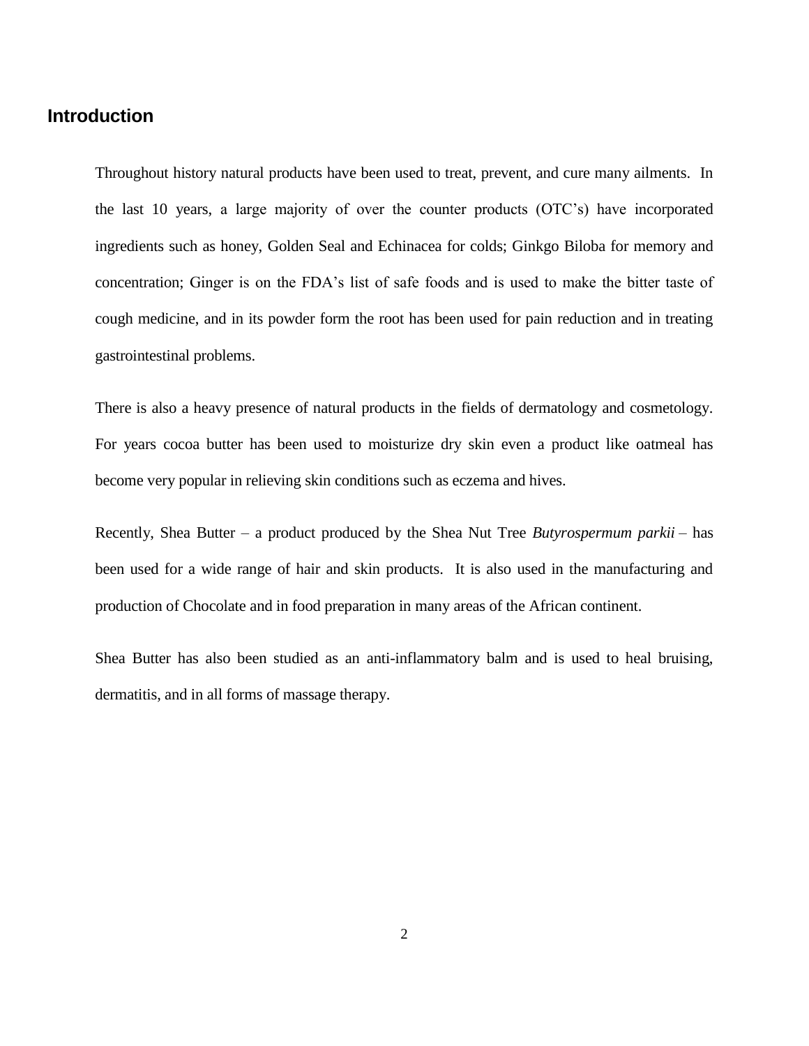## Introduction

Throughout history natural products have been used to treat, prevent, and cure many ailments. In the last 10 years, a large majority of over the counter products (OTC's) have incorporated ingredients such as honey, Golden Seal and Echinacea for colds; Ginkgo Biloba for memory and concentration; Ginger is on the FDA's list of safe foods and is used to make the bitter taste of cough medicine, and in its powder form the root has been used for pain reduction and in treating gastrointestinal problems.

There is also a heavy presence of natural products in the fields of dermatology and cosmetology. For years cocoa butter has been used to moisturize dry skin even a product like oatmeal has become very popular in relieving skin conditions such as eczema and hives.

Recently, Shea Butter – a product produced by the Shea Nut Tree *Butyrospermum parkii* – has been used for a wide range of hair and skin products. It is also used in the manufacturing and production of Chocolate and in food preparation in many areas of the African continent.

Shea Butter has also been studied as an anti-inflammatory balm and is used to heal bruising, dermatitis, and in all forms of massage therapy.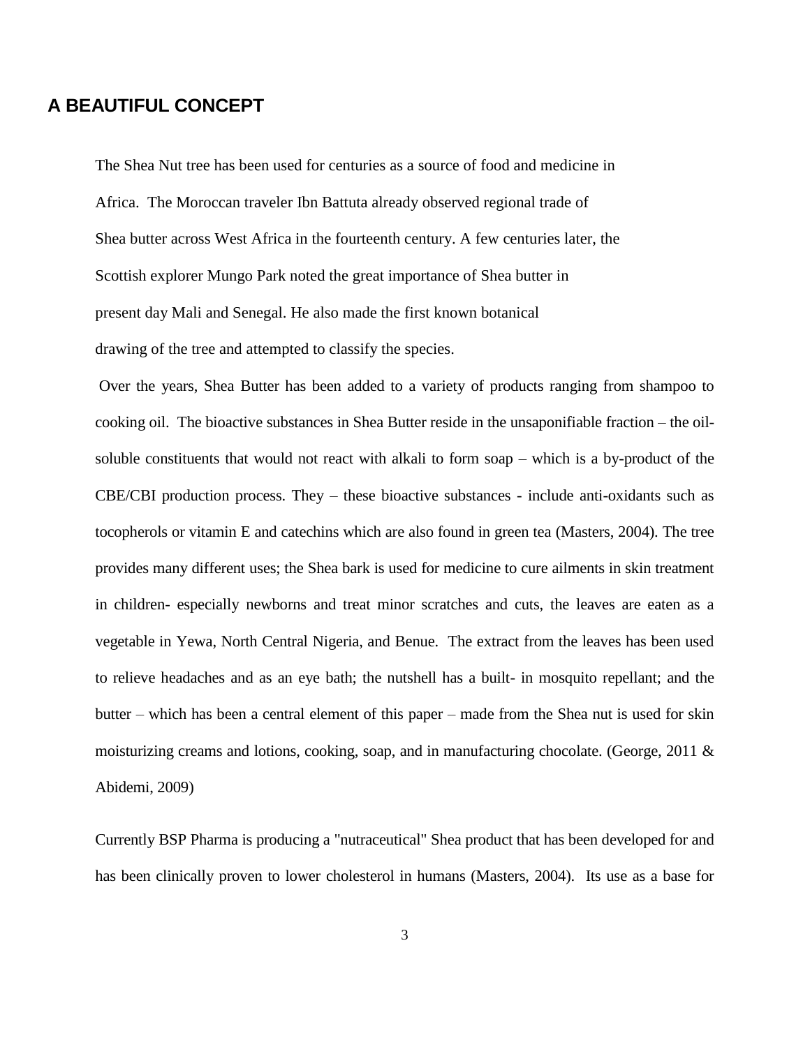## A BEAUTIFUL CONCEPT

The Shea Nut tree has been used for centuries as a source of food and medicine in Africa. The Moroccan traveler Ibn Battuta already observed regional trade of Shea butter across West Africa in the fourteenth century. A few centuries later, the Scottish explorer Mungo Park noted the great importance of Shea butter in present day Mali and Senegal. He also made the first known botanical drawing of the tree and attempted to classify the species.

Over the years, Shea Butter has been added to a variety of products ranging from shampoo to cooking oil. The bioactive substances in Shea Butter reside in the unsaponifiable fraction – the oil-soluble constituents that would not react with alkali to form soap – which is a by-product of the CBE/CBI production process. They – these bioactive substances - include anti-oxidants such as tocopherols or vitamin E and catechins which are also found in green tea (Masters, 2004). The tree provides many different uses; the Shea bark is used for medicine to cure ailments in skin treatment in children- especially newborns and treat minor scratches and cuts, the leaves are eaten as a vegetable in Yewa, North Central Nigeria, and Benue. The extract from the leaves has been used to relieve headaches and as an eye bath; the nutshell has a built- in mosquito repellant; and the butter – which has been a central element of this paper – made from the Shea nut is used for skin moisturizing creams and lotions, cooking, soap, and in manufacturing chocolate. (George, 2011 & Abidemi, 2009)

Currently BSP Pharma is producing a "nutraceutical" Shea product that has been developed for and has been clinically proven to lower cholesterol in humans (Masters, 2004). Its use as a base for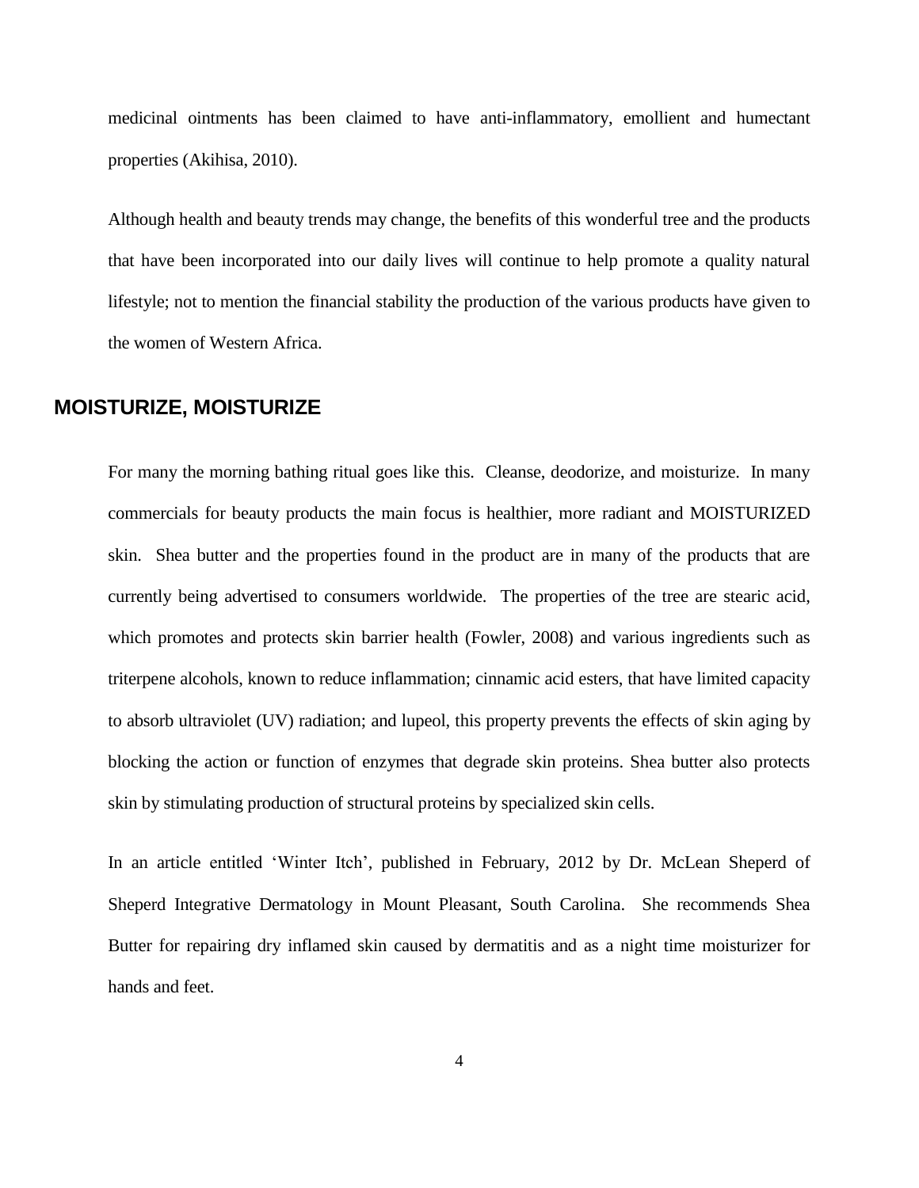medicinal ointments has been claimed to have anti-inflammatory, emollient and humectant properties (Akihisa, 2010).

Although health and beauty trends may change, the benefits of this wonderful tree and the products that have been incorporated into our daily lives will continue to help promote a quality natural lifestyle; not to mention the financial stability the production of the various products have given to the women of Western Africa.

## MOISTURIZE, MOISTURIZE

For many the morning bathing ritual goes like this. Cleanse, deodorize, and moisturize. In many commercials for beauty products the main focus is healthier, more radiant and MOISTURIZED skin. Shea butter and the properties found in the product are in many of the products that are currently being advertised to consumers worldwide. The properties of the tree are stearic acid, which promotes and protects skin barrier health (Fowler, 2008) and various ingredients such as triterpene alcohols, known to reduce inflammation; cinnamic acid esters, that have limited capacity to absorb ultraviolet (UV) radiation; and lupeol, this property prevents the effects of skin aging by blocking the action or function of enzymes that degrade skin proteins. Shea butter also protects skin by stimulating production of structural proteins by specialized skin cells.

In an article entitled 'Winter Itch', published in February, 2012 by Dr. McLean Sheperd of Sheperd Integrative Dermatology in Mount Pleasant, South Carolina. She recommends Shea Butter for repairing dry inflamed skin caused by dermatitis and as a night time moisturizer for hands and feet.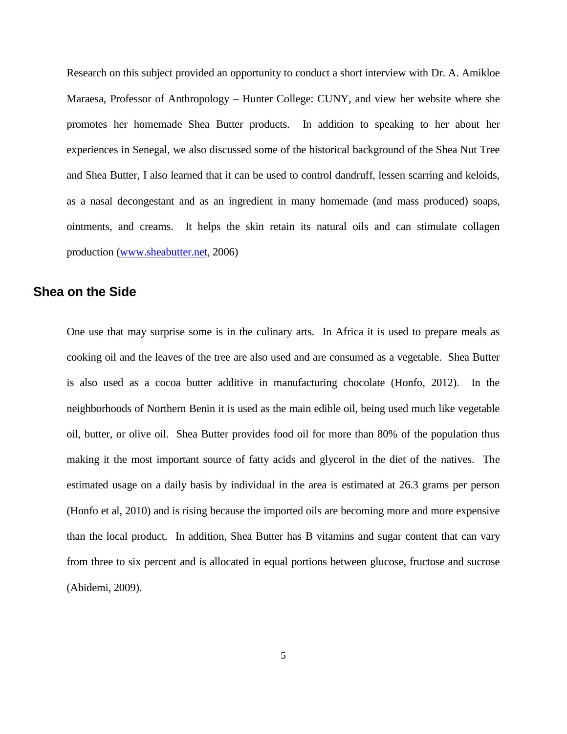Research on this subject provided an opportunity to conduct a short interview with Dr. A. Amikloe Maraesa, Professor of Anthropology – Hunter College: CUNY, and view her website where she promotes her homemade Shea Butter products. In addition to speaking to her about her experiences in Senegal, we also discussed some of the historical background of the Shea Nut Tree and Shea Butter, I also learned that it can be used to control dandruff, lessen scarring and keloids, as a nasal decongestant and as an ingredient in many homemade (and mass produced) soaps, ointments, and creams. It helps the skin retain its natural oils and can stimulate collagen production (www.sheabutter.net, 2006)

## Shea on the Side

One use that may surprise some is in the culinary arts. In Africa it is used to prepare meals as cooking oil and the leaves of the tree are also used and are consumed as a vegetable. Shea Butter is also used as a cocoa butter additive in manufacturing chocolate (Honfo, 2012). In the neighborhoods of Northern Benin it is used as the main edible oil, being used much like vegetable oil, butter, or olive oil. Shea Butter provides food oil for more than 80% of the population thus making it the most important source of fatty acids and glycerol in the diet of the natives. The estimated usage on a daily basis by individual in the area is estimated at 26.3 grams per person (Honfo et al, 2010) and is rising because the imported oils are becoming more and more expensive than the local product. In addition, Shea Butter has B vitamins and sugar content that can vary from three to six percent and is allocated in equal portions between glucose, fructose and sucrose (Abidemi, 2009).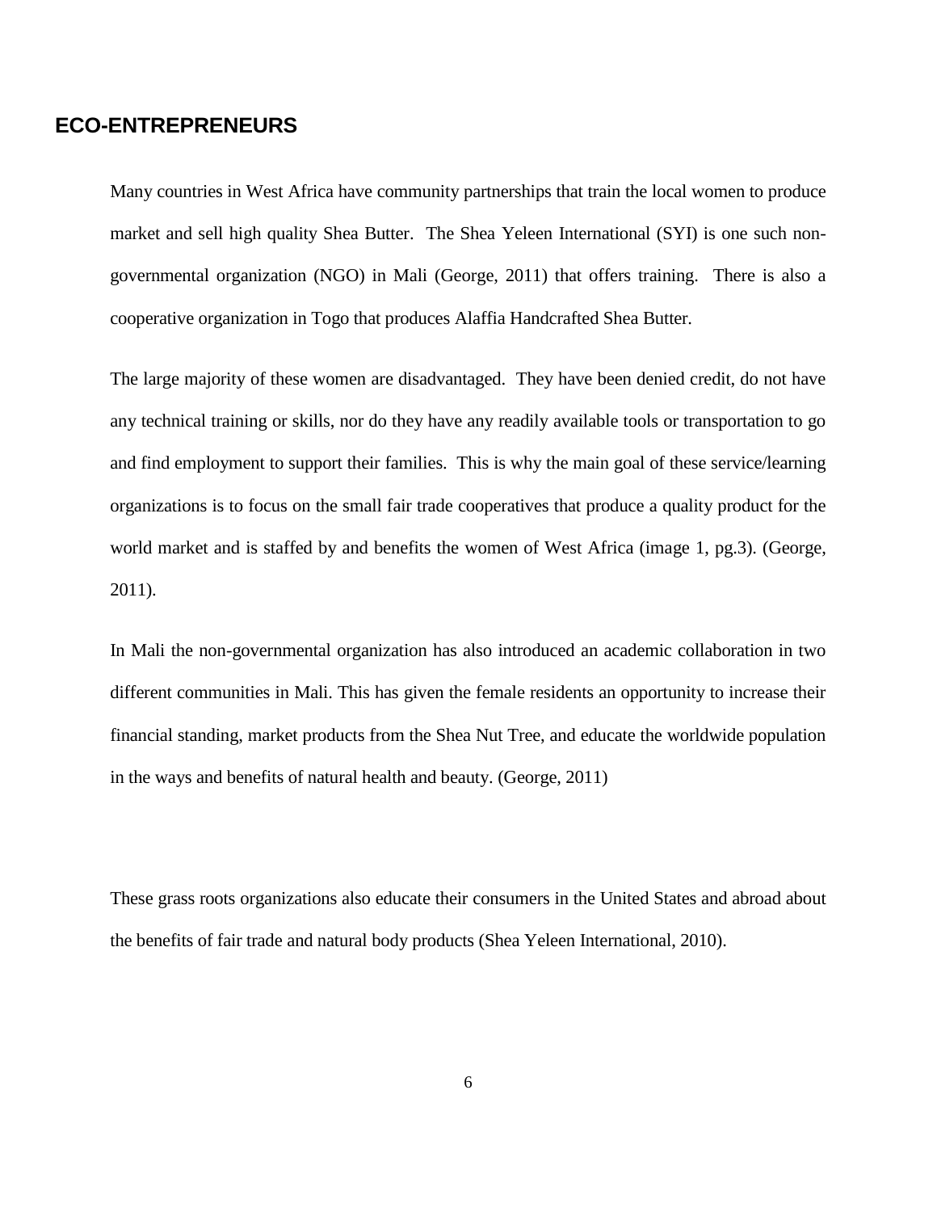## ECO-ENTREPRENEURS

Many countries in West Africa have community partnerships that train the local women to produce market and sell high quality Shea Butter. The Shea Yeleen International (SYI) is one such non-governmental organization (NGO) in Mali (George, 2011) that offers training. There is also a cooperative organization in Togo that produces Alaffia Handcrafted Shea Butter.

The large majority of these women are disadvantaged. They have been denied credit, do not have any technical training or skills, nor do they have any readily available tools or transportation to go and find employment to support their families. This is why the main goal of these service/learning organizations is to focus on the small fair trade cooperatives that produce a quality product for the world market and is staffed by and benefits the women of West Africa (image 1, pg.3). (George, 2011).

In Mali the non-governmental organization has also introduced an academic collaboration in two different communities in Mali. This has given the female residents an opportunity to increase their financial standing, market products from the Shea Nut Tree, and educate the worldwide population in the ways and benefits of natural health and beauty. (George, 2011)

These grass roots organizations also educate their consumers in the United States and abroad about the benefits of fair trade and natural body products (Shea Yeleen International, 2010).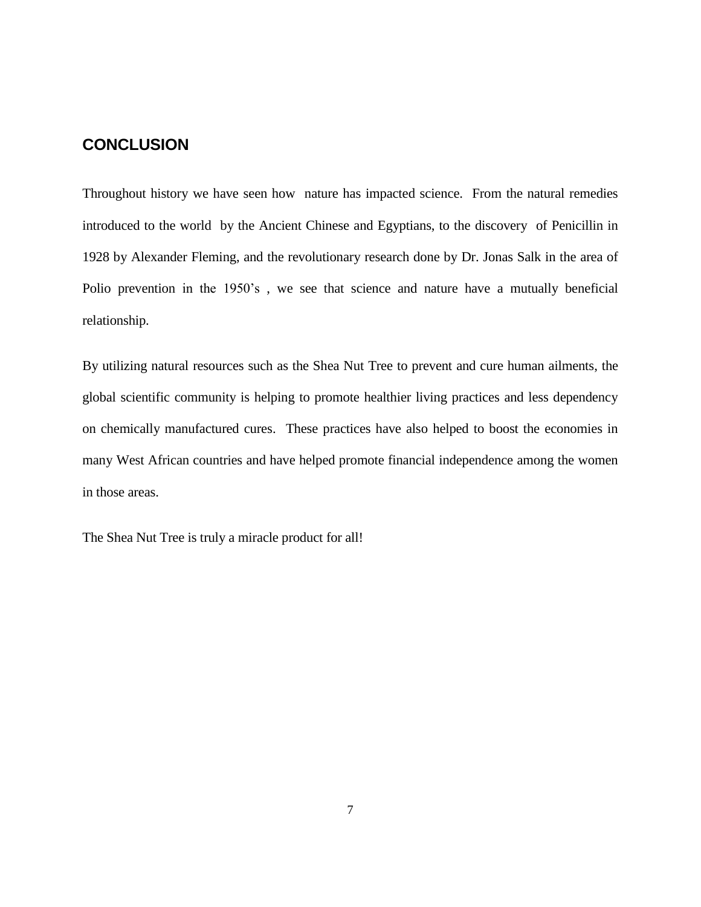## CONCLUSION

Throughout history we have seen how nature has impacted science. From the natural remedies introduced to the world by the Ancient Chinese and Egyptians, to the discovery of Penicillin in 1928 by Alexander Fleming, and the revolutionary research done by Dr. Jonas Salk in the area of Polio prevention in the 1950's , we see that science and nature have a mutually beneficial relationship.

By utilizing natural resources such as the Shea Nut Tree to prevent and cure human ailments, the global scientific community is helping to promote healthier living practices and less dependency on chemically manufactured cures. These practices have also helped to boost the economies in many West African countries and have helped promote financial independence among the women in those areas.

The Shea Nut Tree is truly a miracle product for all!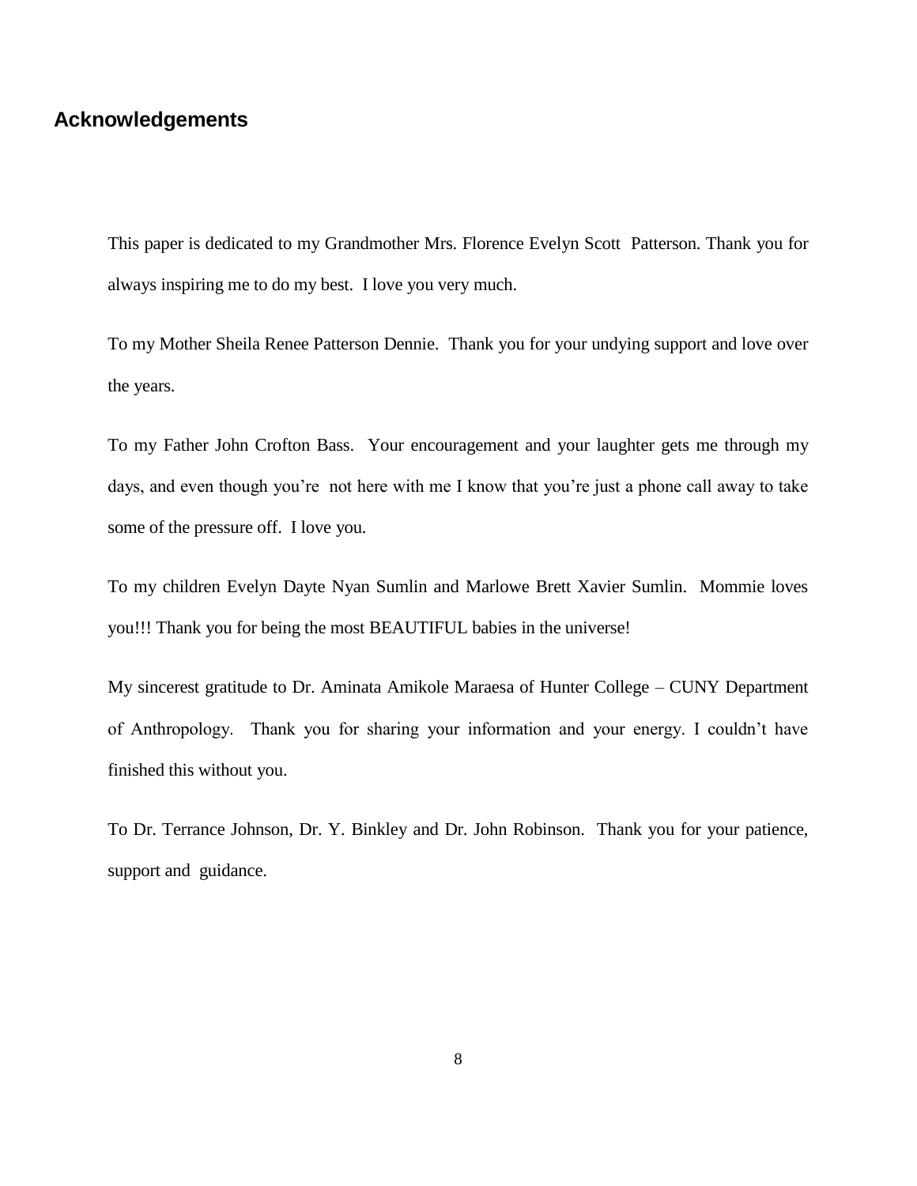## Acknowledgements

This paper is dedicated to my Grandmother Mrs. Florence Evelyn Scott Patterson. Thank you for always inspiring me to do my best. I love you very much.

To my Mother Sheila Renee Patterson Dennie. Thank you for your undying support and love over the years.

To my Father John Crofton Bass. Your encouragement and your laughter gets me through my days, and even though you're not here with me I know that you're just a phone call away to take some of the pressure off. I love you.

To my children Evelyn Dayte Nyan Sumlin and Marlowe Brett Xavier Sumlin. Mommie loves you!!! Thank you for being the most BEAUTIFUL babies in the universe!

My sincerest gratitude to Dr. Aminata Amikole Maraesa of Hunter College – CUNY Department of Anthropology. Thank you for sharing your information and your energy. I couldn't have finished this without you.

To Dr. Terrance Johnson, Dr. Y. Binkley and Dr. John Robinson. Thank you for your patience, support and guidance.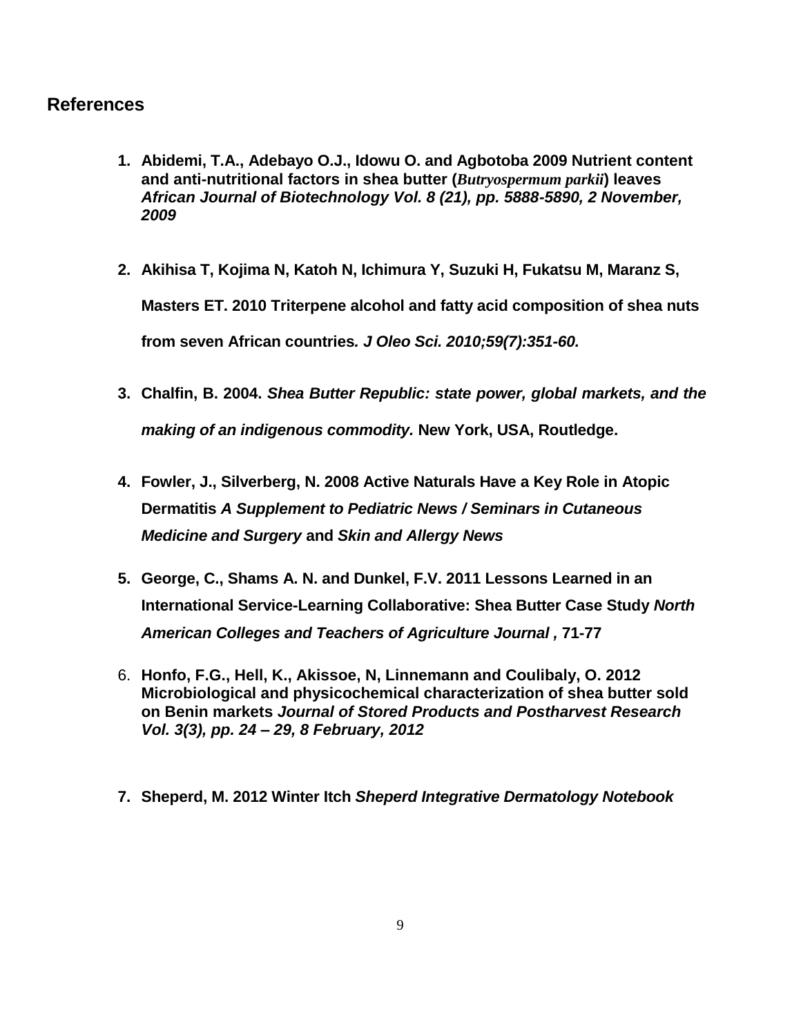## References

1. **Abidemi, T.A., Adebayo O.J., Idowu O. and Agbotoba 2009 Nutrient content and anti-nutritional factors in shea butter (*Butryospermum parkii*) leaves *African Journal of Biotechnology Vol. 8 (21), pp. 5888-5890, 2 November, 2009***

2. **Akihisa T, Kojima N, Katoh N, Ichimura Y, Suzuki H, Fukatsu M, Maranz S, Masters ET. 2010 Triterpene alcohol and fatty acid composition of shea nuts from seven African countries*. J Oleo Sci. 2010;59(7):351-60.***

3. **Chalfin, B. 2004. *Shea Butter Republic: state power, global markets, and the making of an indigenous commodity.* New York, USA, Routledge.**

4. **Fowler, J., Silverberg, N. 2008 Active Naturals Have a Key Role in Atopic Dermatitis *A Supplement to Pediatric News / Seminars in Cutaneous Medicine and Surgery* and *Skin and Allergy News***

5. **George, C., Shams A. N. and Dunkel, F.V. 2011 Lessons Learned in an International Service-Learning Collaborative: Shea Butter Case Study *North American Colleges and Teachers of Agriculture Journal ,* 71-77**

6. **Honfo, F.G., Hell, K., Akissoe, N, Linnemann and Coulibaly, O. 2012 Microbiological and physicochemical characterization of shea butter sold on Benin markets *Journal of Stored Products and Postharvest Research Vol. 3(3), pp. 24 – 29, 8 February, 2012***

7. **Sheperd, M. 2012 Winter Itch *Sheperd Integrative Dermatology Notebook***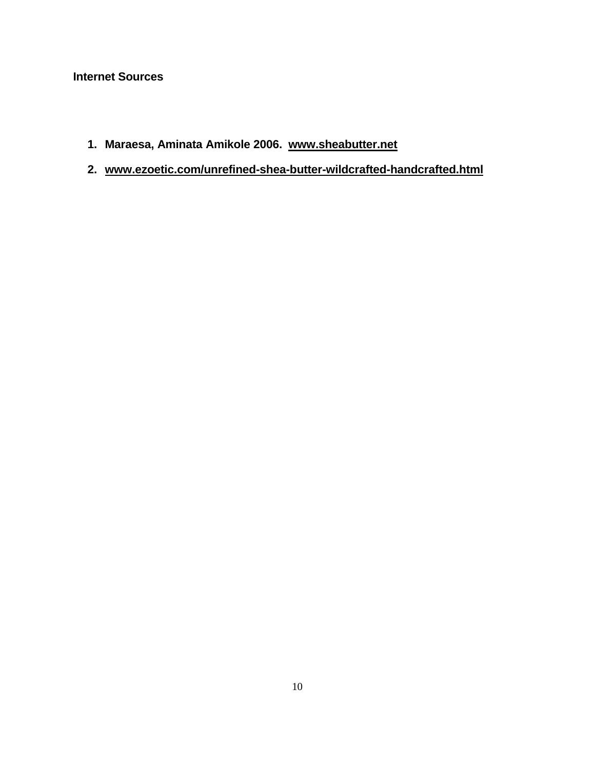**Internet Sources**

1. **Maraesa, Aminata Amikole 2006. www.sheabutter.net**
2. **www.ezoetic.com/unrefined-shea-butter-wildcrafted-handcrafted.html**